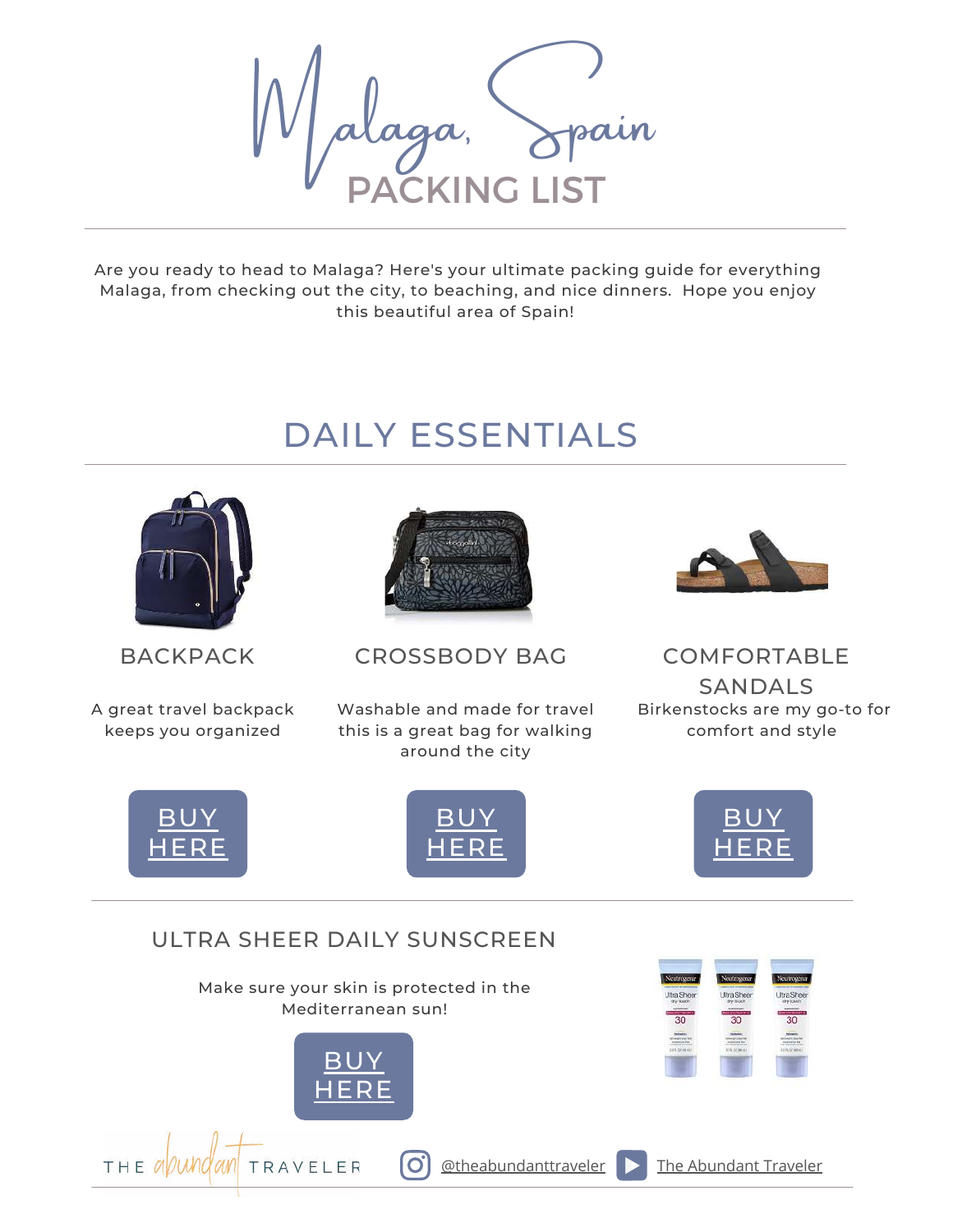# Malaga, Spain

## PACKING LIST

Are you ready to head to Malaga? Here's your ultimate packing guide for everything Malaga, from checking out the city, to beaching, and nice dinners. Hope you enjoy this beautiful area of Spain!

## DAILY ESSENTIALS

### BACKPACK

A great travel backpack keeps you organized

BUY HERE

### CROSSBODY BAG

Washable and made for travel this is a great bag for walking around the city

BUY HERE

### COMFORTABLE SANDALS

Birkenstocks are my go-to for comfort and style

BUY HERE

### ULTRA SHEER DAILY SUNSCREEN

Make sure your skin is protected in the Mediterranean sun!

BUY HERE

THE abundant TRAVELER | @theabundanttraveler | The Abundant Traveler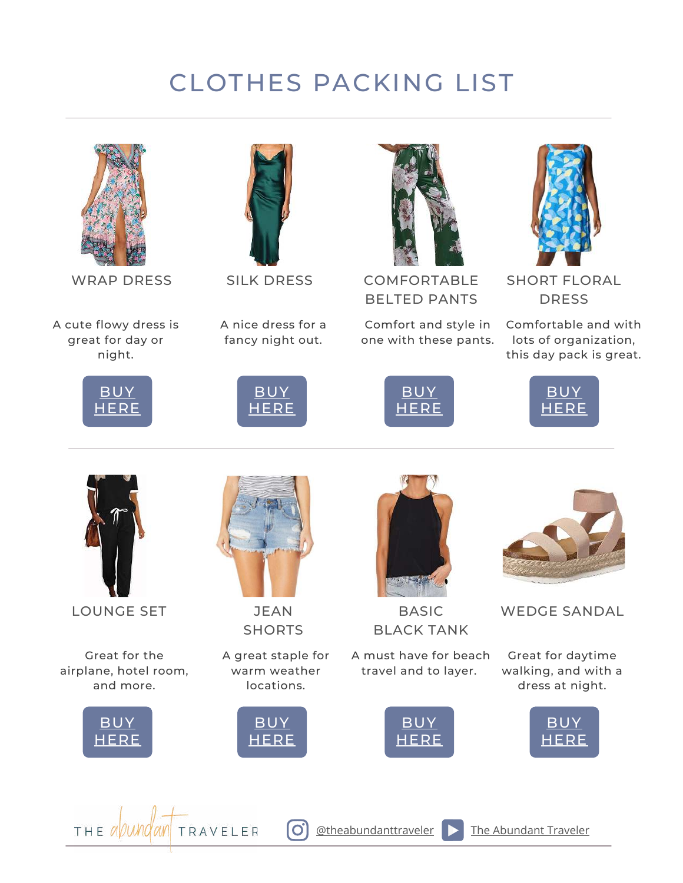# CLOTHES PACKING LIST

### WRAP DRESS

A cute flowy dress is great for day or night.

BUY HERE

### SILK DRESS

A nice dress for a fancy night out.

BUY HERE

### COMFORTABLE BELTED PANTS

Comfort and style in one with these pants.

BUY HERE

### SHORT FLORAL DRESS

Comfortable and with lots of organization, this day pack is great.

BUY HERE

---

### LOUNGE SET

Great for the airplane, hotel room, and more.

BUY HERE

### JEAN SHORTS

A great staple for warm weather locations.

BUY HERE

### BASIC BLACK TANK

A must have for beach travel and to layer.

BUY HERE

### WEDGE SANDAL

Great for daytime walking, and with a dress at night.

BUY HERE

THE abundant TRAVELER @theabundanttraveler The Abundant Traveler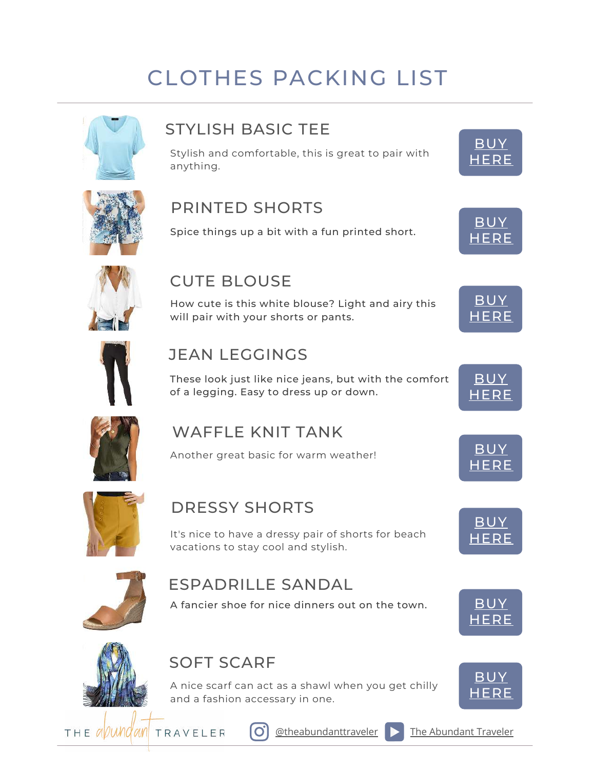# CLOTHES PACKING LIST

## STYLISH BASIC TEE

Stylish and comfortable, this is great to pair with anything.

BUY HERE

## PRINTED SHORTS

Spice things up a bit with a fun printed short.

BUY HERE

## CUTE BLOUSE

How cute is this white blouse? Light and airy this will pair with your shorts or pants.

BUY HERE

## JEAN LEGGINGS

These look just like nice jeans, but with the comfort of a legging. Easy to dress up or down.

BUY HERE

## WAFFLE KNIT TANK

Another great basic for warm weather!

BUY HERE

## DRESSY SHORTS

It's nice to have a dressy pair of shorts for beach vacations to stay cool and stylish.

BUY HERE

## ESPADRILLE SANDAL

A fancier shoe for nice dinners out on the town.

BUY HERE

## SOFT SCARF

A nice scarf can act as a shawl when you get chilly and a fashion accessary in one.

BUY HERE

THE abundant TRAVELER @theabundanttraveler The Abundant Traveler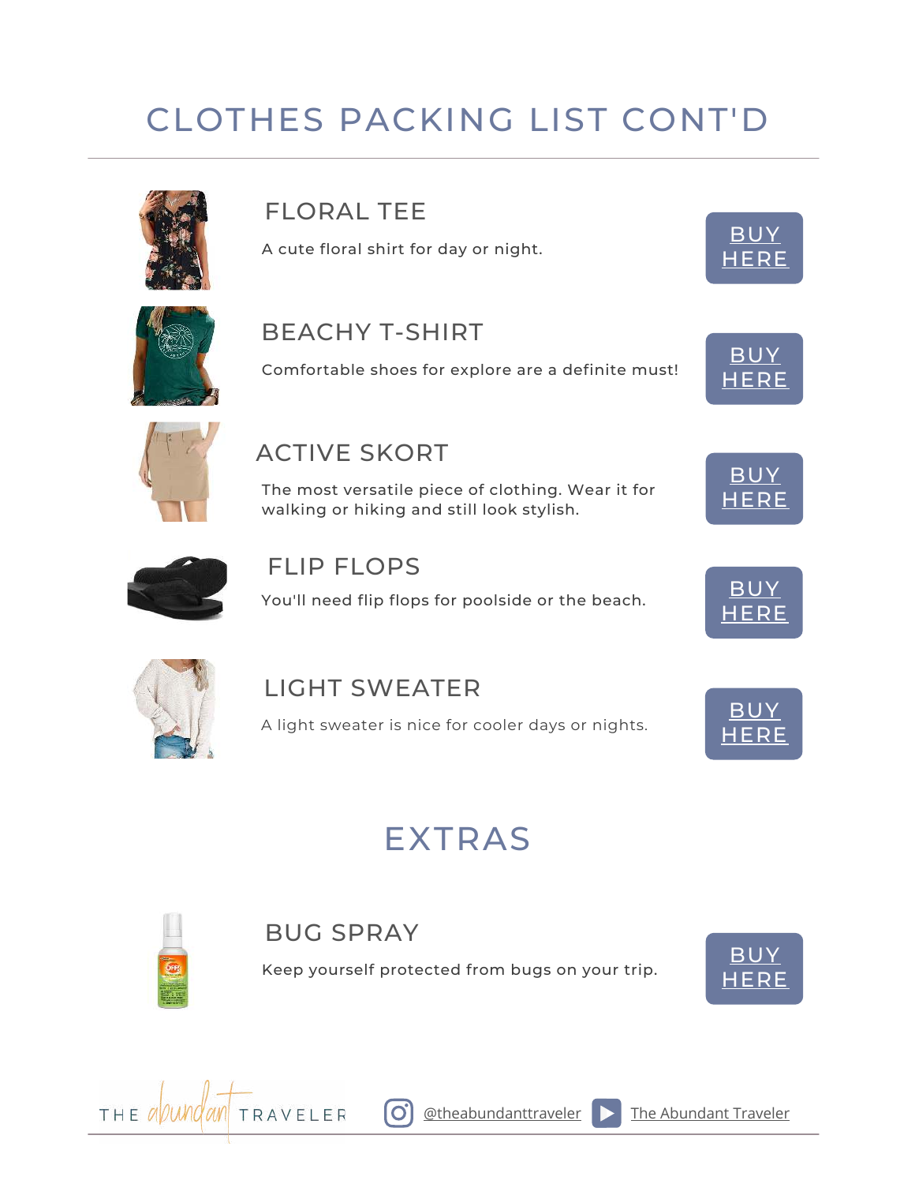# CLOTHES PACKING LIST CONT'D

### FLORAL TEE

A cute floral shirt for day or night.

BUY HERE

### BEACHY T-SHIRT

Comfortable shoes for explore are a definite must!

BUY HERE

### ACTIVE SKORT

The most versatile piece of clothing. Wear it for walking or hiking and still look stylish.

BUY HERE

### FLIP FLOPS

You'll need flip flops for poolside or the beach.

BUY HERE

### LIGHT SWEATER

A light sweater is nice for cooler days or nights.

BUY HERE

# EXTRAS

### BUG SPRAY

Keep yourself protected from bugs on your trip.

BUY HERE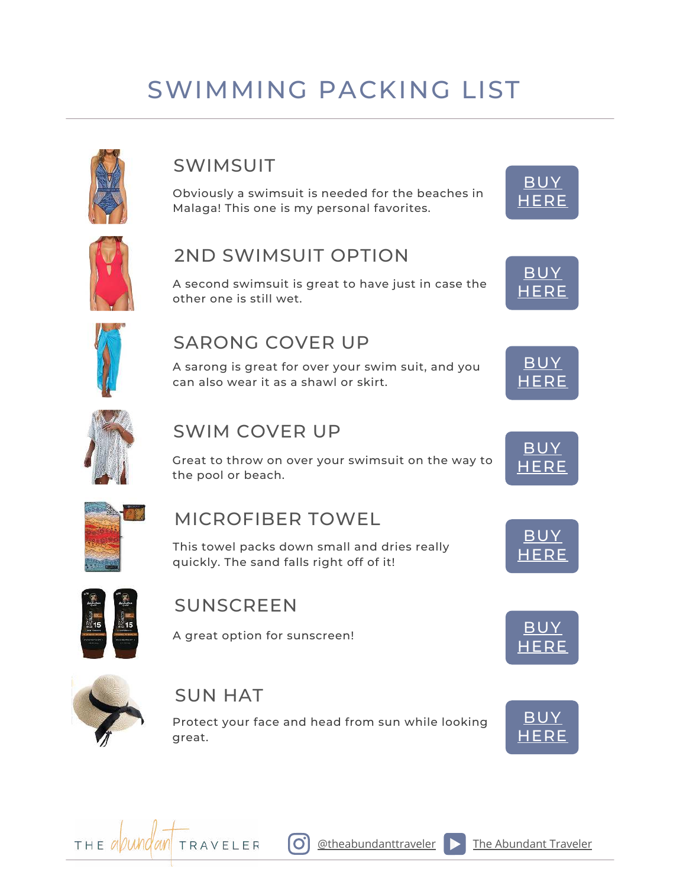# SWIMMING PACKING LIST

## SWIMSUIT

Obviously a swimsuit is needed for the beaches in Malaga! This one is my personal favorites.

BUY HERE

## 2ND SWIMSUIT OPTION

A second swimsuit is great to have just in case the other one is still wet.

BUY HERE

## SARONG COVER UP

A sarong is great for over your swim suit, and you can also wear it as a shawl or skirt.

BUY HERE

## SWIM COVER UP

Great to throw on over your swimsuit on the way to the pool or beach.

BUY HERE

## MICROFIBER TOWEL

This towel packs down small and dries really quickly. The sand falls right off of it!

BUY HERE

## SUNSCREEN

A great option for sunscreen!

BUY HERE

## SUN HAT

Protect your face and head from sun while looking great.

BUY HERE

THE abundant TRAVELER @theabundanttraveler The Abundant Traveler